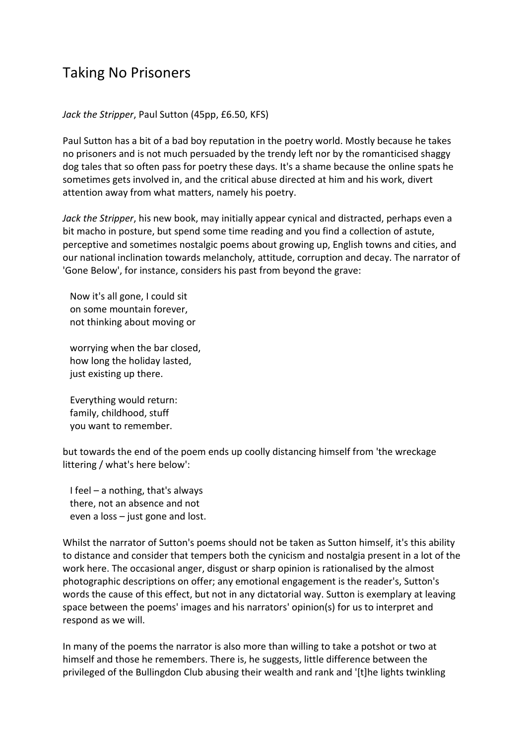# Taking No Prisoners

*Jack the Stripper*, Paul Sutton (45pp, £6.50, KFS)

Paul Sutton has a bit of a bad boy reputation in the poetry world. Mostly because he takes no prisoners and is not much persuaded by the trendy left nor by the romanticised shaggy dog tales that so often pass for poetry these days. It's a shame because the online spats he sometimes gets involved in, and the critical abuse directed at him and his work, divert attention away from what matters, namely his poetry.

*Jack the Stripper*, his new book, may initially appear cynical and distracted, perhaps even a bit macho in posture, but spend some time reading and you find a collection of astute, perceptive and sometimes nostalgic poems about growing up, English towns and cities, and our national inclination towards melancholy, attitude, corruption and decay. The narrator of 'Gone Below', for instance, considers his past from beyond the grave:

> Now it's all gone, I could sit
> on some mountain forever,
> not thinking about moving or
>
> worrying when the bar closed,
> how long the holiday lasted,
> just existing up there.
>
> Everything would return:
> family, childhood, stuff
> you want to remember.

but towards the end of the poem ends up coolly distancing himself from 'the wreckage littering / what's here below':

> I feel – a nothing, that's always
> there, not an absence and not
> even a loss – just gone and lost.

Whilst the narrator of Sutton's poems should not be taken as Sutton himself, it's this ability to distance and consider that tempers both the cynicism and nostalgia present in a lot of the work here. The occasional anger, disgust or sharp opinion is rationalised by the almost photographic descriptions on offer; any emotional engagement is the reader's, Sutton's words the cause of this effect, but not in any dictatorial way. Sutton is exemplary at leaving space between the poems' images and his narrators' opinion(s) for us to interpret and respond as we will.

In many of the poems the narrator is also more than willing to take a potshot or two at himself and those he remembers. There is, he suggests, little difference between the privileged of the Bullingdon Club abusing their wealth and rank and '[t]he lights twinkling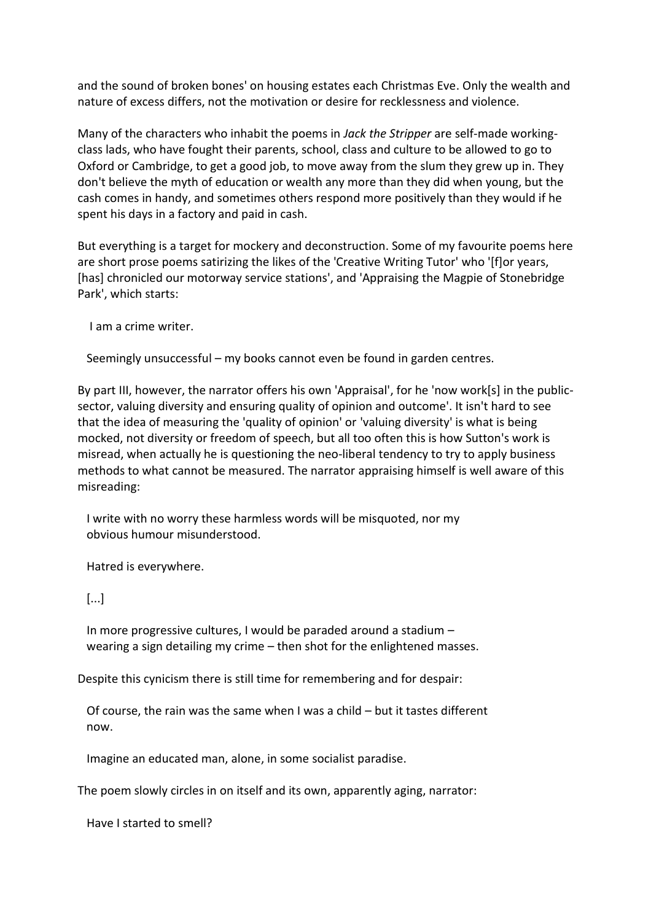and the sound of broken bones' on housing estates each Christmas Eve. Only the wealth and nature of excess differs, not the motivation or desire for recklessness and violence.

Many of the characters who inhabit the poems in *Jack the Stripper* are self-made working-class lads, who have fought their parents, school, class and culture to be allowed to go to Oxford or Cambridge, to get a good job, to move away from the slum they grew up in. They don't believe the myth of education or wealth any more than they did when young, but the cash comes in handy, and sometimes others respond more positively than they would if he spent his days in a factory and paid in cash.

But everything is a target for mockery and deconstruction. Some of my favourite poems here are short prose poems satirizing the likes of the 'Creative Writing Tutor' who '[f]or years, [has] chronicled our motorway service stations', and 'Appraising the Magpie of Stonebridge Park', which starts:

> I am a crime writer.
>
> Seemingly unsuccessful – my books cannot even be found in garden centres.

By part III, however, the narrator offers his own 'Appraisal', for he 'now work[s] in the public-sector, valuing diversity and ensuring quality of opinion and outcome'. It isn't hard to see that the idea of measuring the 'quality of opinion' or 'valuing diversity' is what is being mocked, not diversity or freedom of speech, but all too often this is how Sutton's work is misread, when actually he is questioning the neo-liberal tendency to try to apply business methods to what cannot be measured. The narrator appraising himself is well aware of this misreading:

> I write with no worry these harmless words will be misquoted, nor my obvious humour misunderstood.
>
> Hatred is everywhere.
>
> [...]
>
> In more progressive cultures, I would be paraded around a stadium – wearing a sign detailing my crime – then shot for the enlightened masses.

Despite this cynicism there is still time for remembering and for despair:

> Of course, the rain was the same when I was a child – but it tastes different now.
>
> Imagine an educated man, alone, in some socialist paradise.

The poem slowly circles in on itself and its own, apparently aging, narrator:

> Have I started to smell?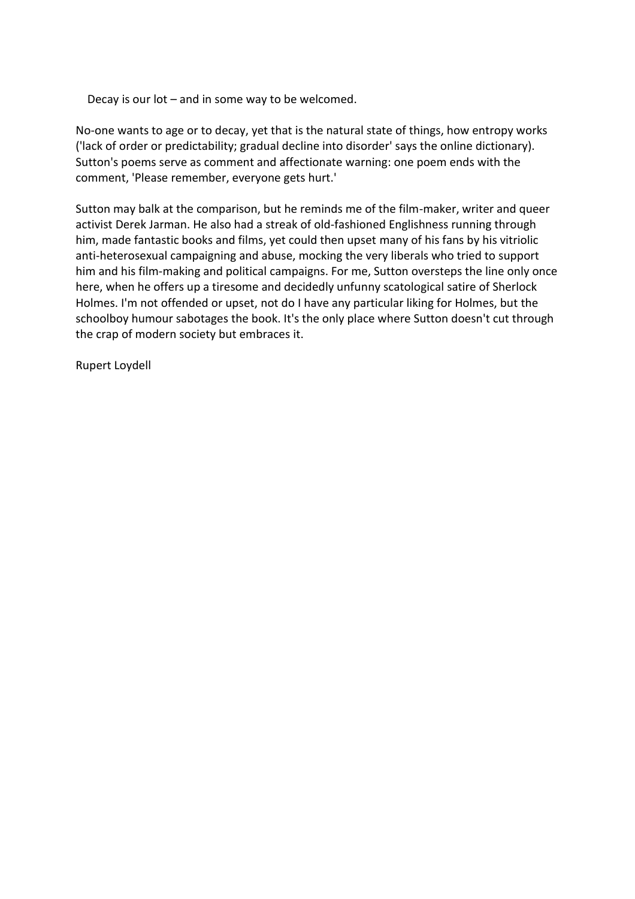Decay is our lot – and in some way to be welcomed.

No-one wants to age or to decay, yet that is the natural state of things, how entropy works ('lack of order or predictability; gradual decline into disorder' says the online dictionary). Sutton's poems serve as comment and affectionate warning: one poem ends with the comment, 'Please remember, everyone gets hurt.'

Sutton may balk at the comparison, but he reminds me of the film-maker, writer and queer activist Derek Jarman. He also had a streak of old-fashioned Englishness running through him, made fantastic books and films, yet could then upset many of his fans by his vitriolic anti-heterosexual campaigning and abuse, mocking the very liberals who tried to support him and his film-making and political campaigns. For me, Sutton oversteps the line only once here, when he offers up a tiresome and decidedly unfunny scatological satire of Sherlock Holmes. I'm not offended or upset, not do I have any particular liking for Holmes, but the schoolboy humour sabotages the book. It's the only place where Sutton doesn't cut through the crap of modern society but embraces it.

Rupert Loydell